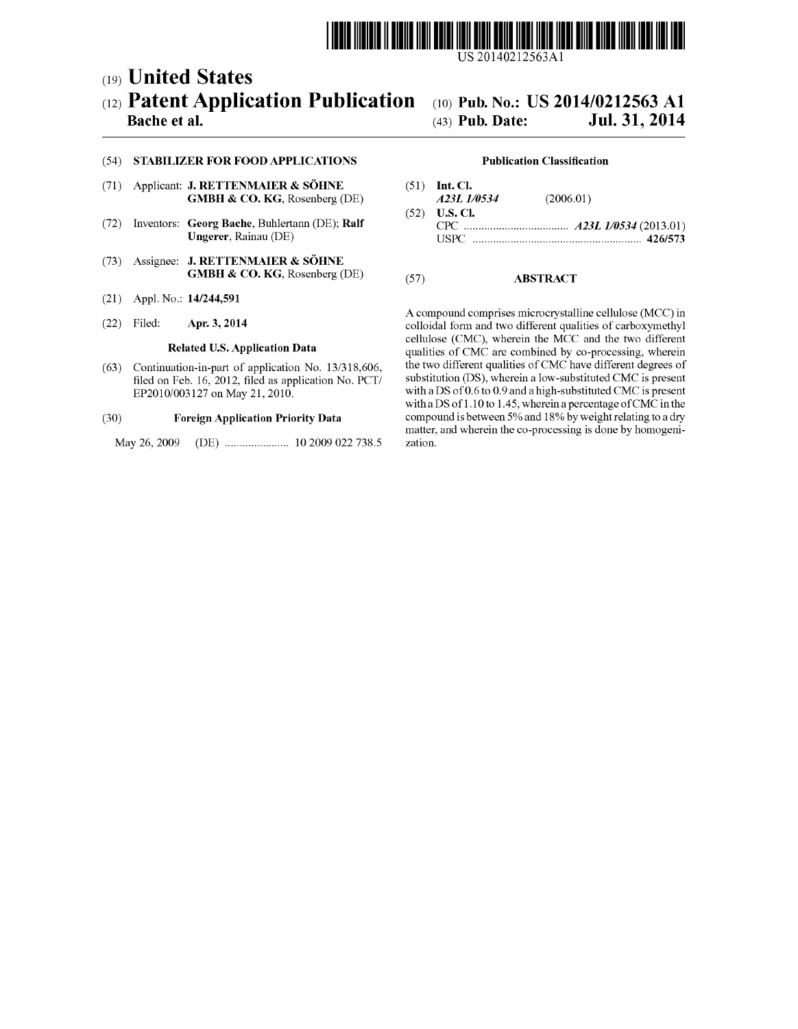US 20140212563A1

(19) **United States**

(12) **Patent Application Publication**

**Bache et al.**

(10) **Pub. No.: US 2014/0212563 A1**

(43) **Pub. Date: Jul. 31, 2014**

(54) **STABILIZER FOR FOOD APPLICATIONS**

(71) Applicant: **J. RETTENMAIER & SÖHNE GMBH & CO. KG**, Rosenberg (DE)

(72) Inventors: **Georg Bache**, Buhlertann (DE); **Ralf Ungerer**, Rainau (DE)

(73) Assignee: **J. RETTENMAIER & SÖHNE GMBH & CO. KG**, Rosenberg (DE)

(21) Appl. No.: **14/244,591**

(22) Filed: **Apr. 3, 2014**

**Related U.S. Application Data**

(63) Continuation-in-part of application No. 13/318,606, filed on Feb. 16, 2012, filed as application No. PCT/EP2010/003127 on May 21, 2010.

(30) **Foreign Application Priority Data**

May 26, 2009 (DE) ...................... 10 2009 022 738.5

**Publication Classification**

(51) **Int. Cl.**
*A23L 1/0534* (2006.01)

(52) **U.S. Cl.**
CPC .................................... *A23L 1/0534* (2013.01)
USPC .......................................................... **426/573**

(57) **ABSTRACT**

A compound comprises microcrystalline cellulose (MCC) in colloidal form and two different qualities of carboxymethyl cellulose (CMC), wherein the MCC and the two different qualities of CMC are combined by co-processing, wherein the two different qualities of CMC have different degrees of substitution (DS), wherein a low-substituted CMC is present with a DS of 0.6 to 0.9 and a high-substituted CMC is present with a DS of 1.10 to 1.45, wherein a percentage of CMC in the compound is between 5% and 18% by weight relating to a dry matter, and wherein the co-processing is done by homogenization.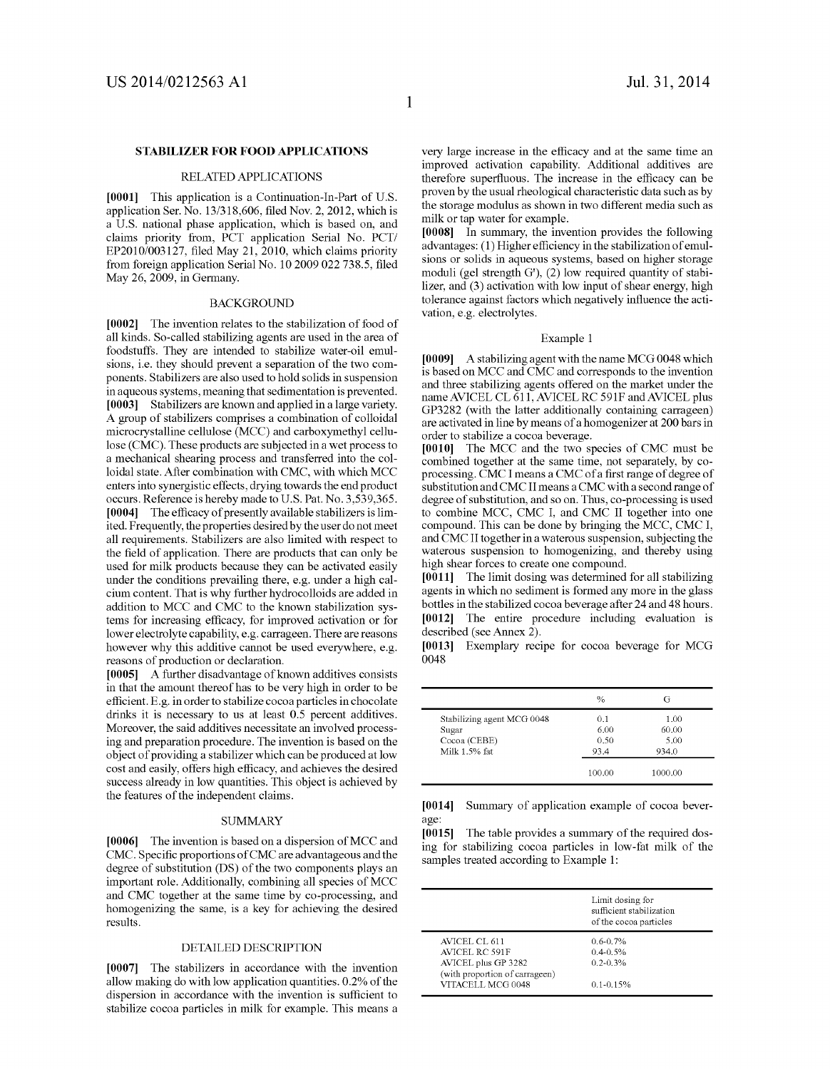## STABILIZER FOR FOOD APPLICATIONS

### RELATED APPLICATIONS

**[0001]** This application is a Continuation-In-Part of U.S. application Ser. No. 13/318,606, filed Nov. 2, 2012, which is a U.S. national phase application, which is based on, and claims priority from, PCT application Serial No. PCT/EP2010/003127, filed May 21, 2010, which claims priority from foreign application Serial No. 10 2009 022 738.5, filed May 26, 2009, in Germany.

### BACKGROUND

**[0002]** The invention relates to the stabilization of food of all kinds. So-called stabilizing agents are used in the area of foodstuffs. They are intended to stabilize water-oil emulsions, i.e. they should prevent a separation of the two components. Stabilizers are also used to hold solids in suspension in aqueous systems, meaning that sedimentation is prevented.

**[0003]** Stabilizers are known and applied in a large variety. A group of stabilizers comprises a combination of colloidal microcrystalline cellulose (MCC) and carboxymethyl cellulose (CMC). These products are subjected in a wet process to a mechanical shearing process and transferred into the colloidal state. After combination with CMC, with which MCC enters into synergistic effects, drying towards the end product occurs. Reference is hereby made to U.S. Pat. No. 3,539,365.

**[0004]** The efficacy of presently available stabilizers is limited. Frequently, the properties desired by the user do not meet all requirements. Stabilizers are also limited with respect to the field of application. There are products that can only be used for milk products because they can be activated easily under the conditions prevailing there, e.g. under a high calcium content. That is why further hydrocolloids are added in addition to MCC and CMC to the known stabilization systems for increasing efficacy, for improved activation or for lower electrolyte capability, e.g. carrageen. There are reasons however why this additive cannot be used everywhere, e.g. reasons of production or declaration.

**[0005]** A further disadvantage of known additives consists in that the amount thereof has to be very high in order to be efficient. E.g. in order to stabilize cocoa particles in chocolate drinks it is necessary to us at least 0.5 percent additives. Moreover, the said additives necessitate an involved processing and preparation procedure. The invention is based on the object of providing a stabilizer which can be produced at low cost and easily, offers high efficacy, and achieves the desired success already in low quantities. This object is achieved by the features of the independent claims.

### SUMMARY

**[0006]** The invention is based on a dispersion of MCC and CMC. Specific proportions of CMC are advantageous and the degree of substitution (DS) of the two components plays an important role. Additionally, combining all species of MCC and CMC together at the same time by co-processing, and homogenizing the same, is a key for achieving the desired results.

### DETAILED DESCRIPTION

**[0007]** The stabilizers in accordance with the invention allow making do with low application quantities. 0.2% of the dispersion in accordance with the invention is sufficient to stabilize cocoa particles in milk for example. This means a very large increase in the efficacy and at the same time an improved activation capability. Additional additives are therefore superfluous. The increase in the efficacy can be proven by the usual rheological characteristic data such as by the storage modulus as shown in two different media such as milk or tap water for example.

**[0008]** In summary, the invention provides the following advantages: (1) Higher efficiency in the stabilization of emulsions or solids in aqueous systems, based on higher storage moduli (gel strength G'), (2) low required quantity of stabilizer, and (3) activation with low input of shear energy, high tolerance against factors which negatively influence the activation, e.g. electrolytes.

#### Example 1

**[0009]** A stabilizing agent with the name MCG 0048 which is based on MCC and CMC and corresponds to the invention and three stabilizing agents offered on the market under the name AVICEL CL 611, AVICEL RC 591F and AVICEL plus GP3282 (with the latter additionally containing carrageen) are activated in line by means of a homogenizer at 200 bars in order to stabilize a cocoa beverage.

**[0010]** The MCC and the two species of CMC must be combined together at the same time, not separately, by co-processing. CMC I means a CMC of a first range of degree of substitution and CMC II means a CMC with a second range of degree of substitution, and so on. Thus, co-processing is used to combine MCC, CMC I, and CMC II together into one compound. This can be done by bringing the MCC, CMC I, and CMC II together in a waterous suspension, subjecting the waterous suspension to homogenizing, and thereby using high shear forces to create one compound.

**[0011]** The limit dosing was determined for all stabilizing agents in which no sediment is formed any more in the glass bottles in the stabilized cocoa beverage after 24 and 48 hours.

**[0012]** The entire procedure including evaluation is described (see Annex 2).

**[0013]** Exemplary recipe for cocoa beverage for MCG 0048

| | % | G |
|---|---|---|
| Stabilizing agent MCG 0048 | 0.1 | 1.00 |
| Sugar | 6.00 | 60.00 |
| Cocoa (CEBE) | 0.50 | 5.00 |
| Milk 1.5% fat | 93.4 | 934.0 |
| | 100.00 | 1000.00 |

**[0014]** Summary of application example of cocoa beverage:

**[0015]** The table provides a summary of the required dosing for stabilizing cocoa particles in low-fat milk of the samples treated according to Example 1:

| | Limit dosing for sufficient stabilization of the cocoa particles |
|---|---|
| AVICEL CL 611 | 0.6-0.7% |
| AVICEL RC 591F | 0.4-0.5% |
| AVICEL plus GP 3282 (with proportion of carrageen) | 0.2-0.3% |
| VITACELL MCG 0048 | 0.1-0.15% |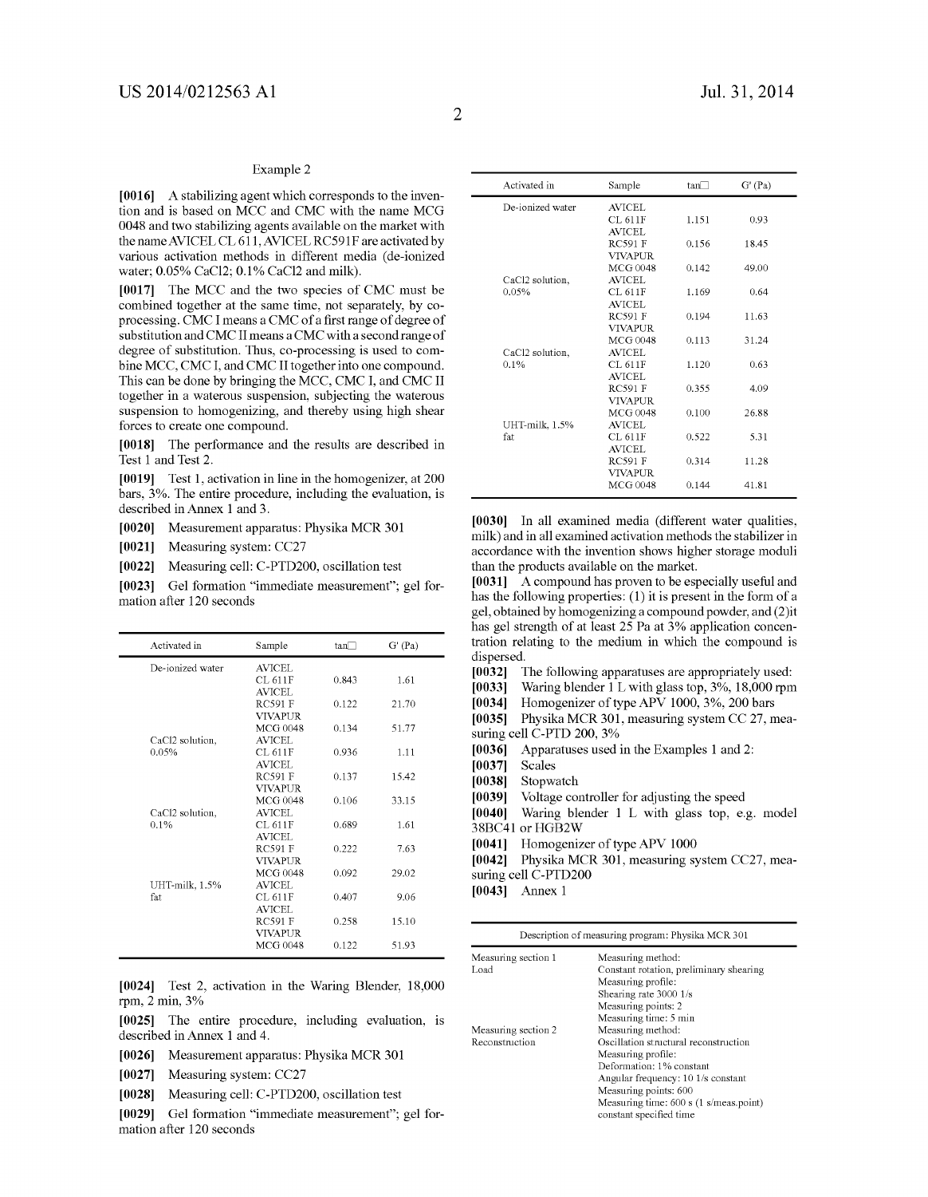Example 2

**[0016]** A stabilizing agent which corresponds to the invention and is based on MCC and CMC with the name MCG 0048 and two stabilizing agents available on the market with the name AVICEL CL 611, AVICEL RC591F are activated by various activation methods in different media (de-ionized water; 0.05% CaCl2; 0.1% CaCl2 and milk).

**[0017]** The MCC and the two species of CMC must be combined together at the same time, not separately, by co-processing. CMC I means a CMC of a first range of degree of substitution and CMC II means a CMC with a second range of degree of substitution. Thus, co-processing is used to combine MCC, CMC I, CMC II together into one compound. This can be done by bringing the MCC, CMC I, and CMC II together in a waterous suspension, subjecting the waterous suspension to homogenizing, and thereby using high shear forces to create one compound.

**[0018]** The performance and the results are described in Test 1 and Test 2.

**[0019]** Test 1, activation in line in the homogenizer, at 200 bars, 3%. The entire procedure, including the evaluation, is described in Annex 1 and 3.

**[0020]** Measurement apparatus: Physika MCR 301

**[0021]** Measuring system: CC27

**[0022]** Measuring cell: C-PTD200, oscillation test

**[0023]** Gel formation "immediate measurement"; gel formation after 120 seconds

| Activated in | Sample | tan□ | G' (Pa) |
|---|---|---|---|
| De-ionized water | AVICEL CL 611F | 0.843 | 1.61 |
| | AVICEL RC591 F | 0.122 | 21.70 |
| | VIVAPUR MCG 0048 | 0.134 | 51.77 |
| CaCl2 solution, 0.05% | AVICEL CL 611F | 0.936 | 1.11 |
| | AVICEL RC591 F | 0.137 | 15.42 |
| | VIVAPUR MCG 0048 | 0.106 | 33.15 |
| CaCl2 solution, 0.1% | AVICEL CL 611F | 0.689 | 1.61 |
| | AVICEL RC591 F | 0.222 | 7.63 |
| | VIVAPUR MCG 0048 | 0.092 | 29.02 |
| UHT-milk, 1.5% fat | AVICEL CL 611F | 0.407 | 9.06 |
| | AVICEL RC591 F | 0.258 | 15.10 |
| | VIVAPUR MCG 0048 | 0.122 | 51.93 |

**[0024]** Test 2, activation in the Waring Blender, 18,000 rpm, 2 min, 3%

**[0025]** The entire procedure, including evaluation, is described in Annex 1 and 4.

**[0026]** Measurement apparatus: Physika MCR 301

**[0027]** Measuring system: CC27

**[0028]** Measuring cell: C-PTD200, oscillation test

**[0029]** Gel formation "immediate measurement"; gel formation after 120 seconds

| Activated in | Sample | tan□ | G' (Pa) |
|---|---|---|---|
| De-ionized water | AVICEL CL 611F | 1.151 | 0.93 |
| | AVICEL RC591 F | 0.156 | 18.45 |
| | VIVAPUR MCG 0048 | 0.142 | 49.00 |
| CaCl2 solution, 0.05% | AVICEL CL 611F | 1.169 | 0.64 |
| | AVICEL RC591 F | 0.194 | 11.63 |
| | VIVAPUR MCG 0048 | 0.113 | 31.24 |
| CaCl2 solution, 0.1% | AVICEL CL 611F | 1.120 | 0.63 |
| | AVICEL RC591 F | 0.355 | 4.09 |
| | VIVAPUR MCG 0048 | 0.100 | 26.88 |
| UHT-milk, 1.5% fat | AVICEL CL 611F | 0.522 | 5.31 |
| | AVICEL RC591 F | 0.314 | 11.28 |
| | VIVAPUR MCG 0048 | 0.144 | 41.81 |

**[0030]** In all examined media (different water qualities, milk) and in all examined activation methods the stabilizer in accordance with the invention shows higher storage moduli than the products available on the market.

**[0031]** A compound has proven to be especially useful and has the following properties: (1) it is present in the form of a gel, obtained by homogenizing a compound powder, and (2)it has gel strength of at least 25 Pa at 3% application concentration relating to the medium in which the compound is dispersed.

**[0032]** The following apparatuses are appropriately used:

**[0033]** Waring blender 1 L with glass top, 3%, 18,000 rpm

**[0034]** Homogenizer of type APV 1000, 3%, 200 bars

**[0035]** Physika MCR 301, measuring system CC 27, measuring cell C-PTD 200, 3%

**[0036]** Apparatuses used in the Examples 1 and 2:

**[0037]** Scales

**[0038]** Stopwatch

**[0039]** Voltage controller for adjusting the speed

**[0040]** Waring blender 1 L with glass top, e.g. model 38BC41 or HGB2W

**[0041]** Homogenizer of type APV 1000

**[0042]** Physika MCR 301, measuring system CC27, measuring cell C-PTD200

**[0043]** Annex 1

| Description of measuring program: Physika MCR 301 | |
|---|---|
| Measuring section 1<br>Load | Measuring method:<br>Constant rotation, preliminary shearing<br>Measuring profile:<br>Shearing rate 3000 1/s<br>Measuring points: 2<br>Measuring time: 5 min |
| Measuring section 2<br>Reconstruction | Measuring method:<br>Oscillation structural reconstruction<br>Measuring profile:<br>Deformation: 1% constant<br>Angular frequency: 10 1/s constant<br>Measuring points: 600<br>Measuring time: 600 s (1 s/meas.point)<br>constant specified time |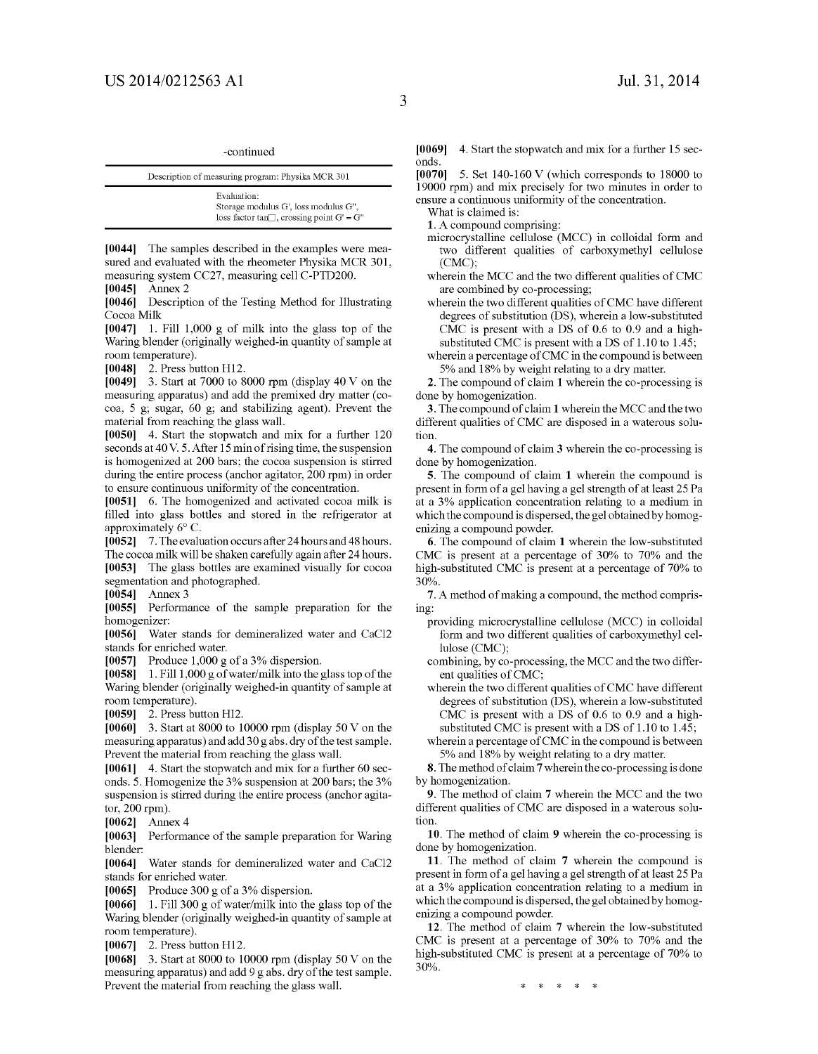-continued

| Description of measuring program: Physika MCR 301 |
| --- |
| Evaluation:<br>Storage modulus G', loss modulus G",<br>loss factor tan□, crossing point G' = G" |

**[0044]** The samples described in the examples were measured and evaluated with the rheometer Physika MCR 301, measuring system CC27, measuring cell C-PTD200.

**[0045]** Annex 2

**[0046]** Description of the Testing Method for Illustrating Cocoa Milk

**[0047]** 1. Fill 1,000 g of milk into the glass top of the Waring blender (originally weighed-in quantity of sample at room temperature).

**[0048]** 2. Press button H12.

**[0049]** 3. Start at 7000 to 8000 rpm (display 40 V on the measuring apparatus) and add the premixed dry matter (cocoa, 5 g; sugar, 60 g; and stabilizing agent). Prevent the material from reaching the glass wall.

**[0050]** 4. Start the stopwatch and mix for a further 120 seconds at 40 V. 5. After 15 min of rising time, the suspension is homogenized at 200 bars; the cocoa suspension is stirred during the entire process (anchor agitator, 200 rpm) in order to ensure continuous uniformity of the concentration.

**[0051]** 6. The homogenized and activated cocoa milk is filled into glass bottles and stored in the refrigerator at approximately 6° C.

**[0052]** 7. The evaluation occurs after 24 hours and 48 hours. The cocoa milk will be shaken carefully again after 24 hours.

**[0053]** The glass bottles are examined visually for cocoa segmentation and photographed.

**[0054]** Annex 3

**[0055]** Performance of the sample preparation for the homogenizer:

**[0056]** Water stands for demineralized water and CaCl2 stands for enriched water.

**[0057]** Produce 1,000 g of a 3% dispersion.

**[0058]** 1. Fill 1,000 g of water/milk into the glass top of the Waring blender (originally weighed-in quantity of sample at room temperature).

**[0059]** 2. Press button HI2.

**[0060]** 3. Start at 8000 to 10000 rpm (display 50 V on the measuring apparatus) and add 30 g abs. dry of the test sample. Prevent the material from reaching the glass wall.

**[0061]** 4. Start the stopwatch and mix for a further 60 seconds. 5. Homogenize the 3% suspension at 200 bars; the 3% suspension is stirred during the entire process (anchor agitator, 200 rpm).

**[0062]** Annex 4

**[0063]** Performance of the sample preparation for Waring blender:

**[0064]** Water stands for demineralized water and CaCl2 stands for enriched water.

**[0065]** Produce 300 g of a 3% dispersion.

**[0066]** 1. Fill 300 g of water/milk into the glass top of the Waring blender (originally weighed-in quantity of sample at room temperature).

**[0067]** 2. Press button H12.

**[0068]** 3. Start at 8000 to 10000 rpm (display 50 V on the measuring apparatus) and add 9 g abs. dry of the test sample. Prevent the material from reaching the glass wall.

**[0069]** 4. Start the stopwatch and mix for a further 15 seconds.

**[0070]** 5. Set 140-160 V (which corresponds to 18000 to 19000 rpm) and mix precisely for two minutes in order to ensure a continuous uniformity of the concentration.

What is claimed is:

**1**. A compound comprising:
- microcrystalline cellulose (MCC) in colloidal form and two different qualities of carboxymethyl cellulose (CMC);
- wherein the MCC and the two different qualities of CMC are combined by co-processing;
- wherein the two different qualities of CMC have different degrees of substitution (DS), wherein a low-substituted CMC is present with a DS of 0.6 to 0.9 and a high-substituted CMC is present with a DS of 1.10 to 1.45;
- wherein a percentage of CMC in the compound is between 5% and 18% by weight relating to a dry matter.

**2**. The compound of claim **1** wherein the co-processing is done by homogenization.

**3**. The compound of claim **1** wherein the MCC and the two different qualities of CMC are disposed in a waterous solution.

**4**. The compound of claim **3** wherein the co-processing is done by homogenization.

**5**. The compound of claim **1** wherein the compound is present in form of a gel having a gel strength of at least 25 Pa at a 3% application concentration relating to a medium in which the compound is dispersed, the gel obtained by homogenizing a compound powder.

**6**. The compound of claim **1** wherein the low-substituted CMC is present at a percentage of 30% to 70% and the high-substituted CMC is present at a percentage of 70% to 30%.

**7**. A method of making a compound, the method comprising:
- providing microcrystalline cellulose (MCC) in colloidal form and two different qualities of carboxymethyl cellulose (CMC);
- combining, by co-processing, the MCC and the two different qualities of CMC;
- wherein the two different qualities of CMC have different degrees of substitution (DS), wherein a low-substituted CMC is present with a DS of 0.6 to 0.9 and a high-substituted CMC is present with a DS of 1.10 to 1.45;
- wherein a percentage of CMC in the compound is between 5% and 18% by weight relating to a dry matter.

**8**. The method of claim **7** wherein the co-processing is done by homogenization.

**9**. The method of claim **7** wherein the MCC and the two different qualities of CMC are disposed in a waterous solution.

**10**. The method of claim **9** wherein the co-processing is done by homogenization.

**11**. The method of claim **7** wherein the compound is present in form of a gel having a gel strength of at least 25 Pa at a 3% application concentration relating to a medium in which the compound is dispersed, the gel obtained by homogenizing a compound powder.

**12**. The method of claim **7** wherein the low-substituted CMC is present at a percentage of 30% to 70% and the high-substituted CMC is present at a percentage of 70% to 30%.

* * * * *